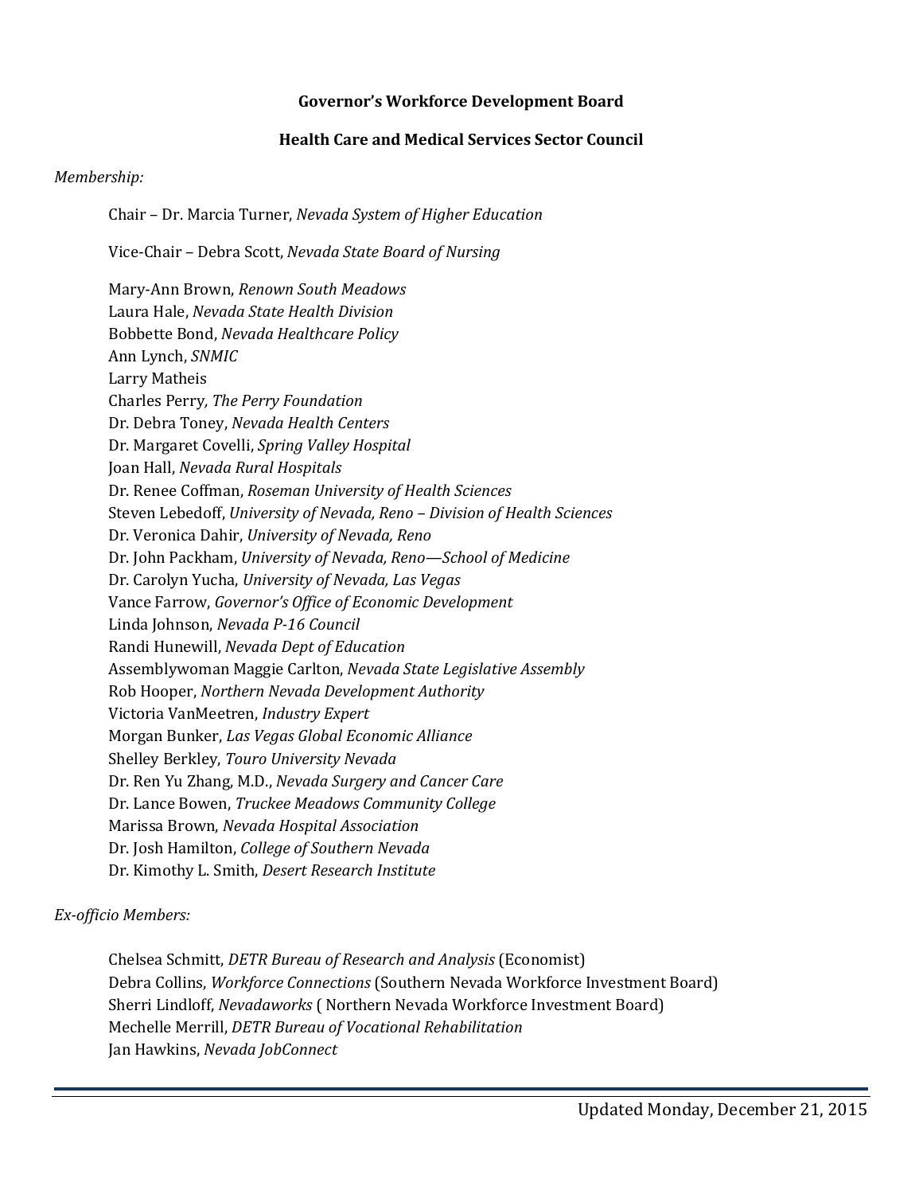**Governor's Workforce Development Board**

**Health Care and Medical Services Sector Council**

*Membership:*

Chair – Dr. Marcia Turner, *Nevada System of Higher Education*

Vice-Chair – Debra Scott, *Nevada State Board of Nursing*

Mary-Ann Brown, *Renown South Meadows*
Laura Hale, *Nevada State Health Division*
Bobbette Bond, *Nevada Healthcare Policy*
Ann Lynch, *SNMIC*
Larry Matheis
Charles Perry*, The Perry Foundation*
Dr. Debra Toney, *Nevada Health Centers*
Dr. Margaret Covelli, *Spring Valley Hospital*
Joan Hall, *Nevada Rural Hospitals*
Dr. Renee Coffman, *Roseman University of Health Sciences*
Steven Lebedoff, *University of Nevada, Reno – Division of Health Sciences*
Dr. Veronica Dahir, *University of Nevada, Reno*
Dr. John Packham, *University of Nevada, Reno—School of Medicine*
Dr. Carolyn Yucha, *University of Nevada, Las Vegas*
Vance Farrow, *Governor's Office of Economic Development*
Linda Johnson, *Nevada P-16 Council*
Randi Hunewill, *Nevada Dept of Education*
Assemblywoman Maggie Carlton, *Nevada State Legislative Assembly*
Rob Hooper, *Northern Nevada Development Authority*
Victoria VanMeetren, *Industry Expert*
Morgan Bunker, *Las Vegas Global Economic Alliance*
Shelley Berkley, *Touro University Nevada*
Dr. Ren Yu Zhang, M.D., *Nevada Surgery and Cancer Care*
Dr. Lance Bowen, *Truckee Meadows Community College*
Marissa Brown, *Nevada Hospital Association*
Dr. Josh Hamilton, *College of Southern Nevada*
Dr. Kimothy L. Smith, *Desert Research Institute*

*Ex-officio Members:*

Chelsea Schmitt, *DETR Bureau of Research and Analysis* (Economist)
Debra Collins, *Workforce Connections* (Southern Nevada Workforce Investment Board)
Sherri Lindloff, *Nevadaworks* ( Northern Nevada Workforce Investment Board)
Mechelle Merrill, *DETR Bureau of Vocational Rehabilitation*
Jan Hawkins, *Nevada JobConnect*

Updated Monday, December 21, 2015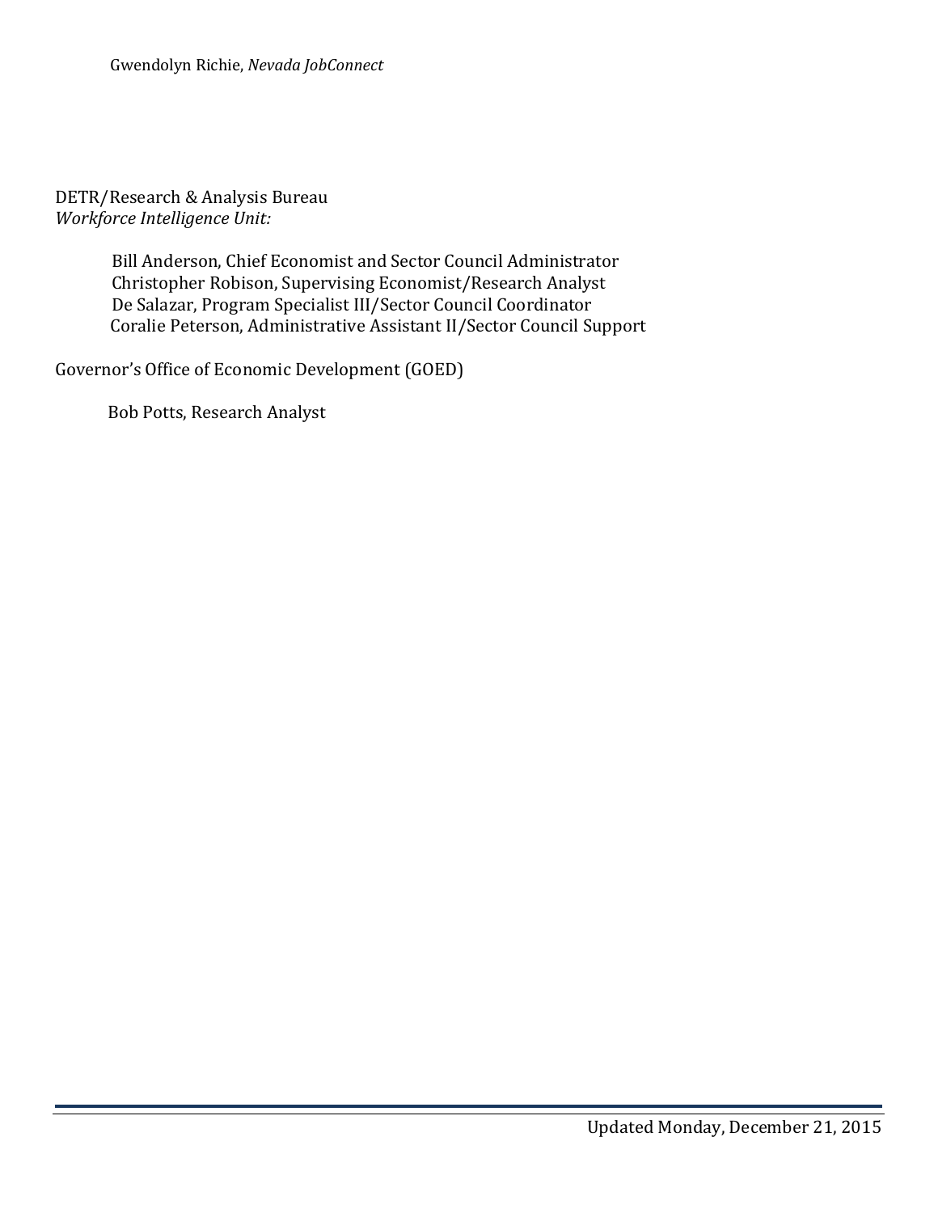Gwendolyn Richie, *Nevada JobConnect*

DETR/Research & Analysis Bureau
*Workforce Intelligence Unit:*

Bill Anderson, Chief Economist and Sector Council Administrator
Christopher Robison, Supervising Economist/Research Analyst
De Salazar, Program Specialist III/Sector Council Coordinator
Coralie Peterson, Administrative Assistant II/Sector Council Support

Governor's Office of Economic Development (GOED)

Bob Potts, Research Analyst

Updated Monday, December 21, 2015